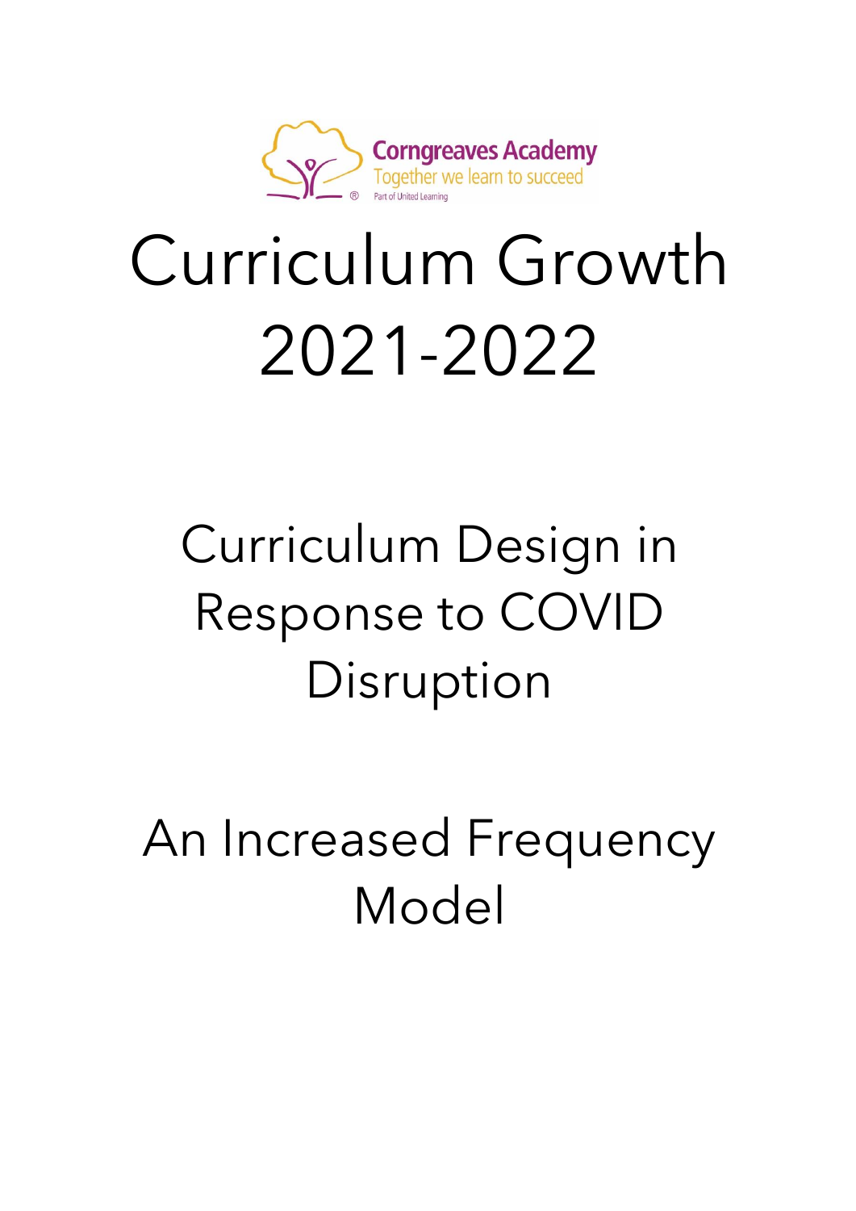Corngreaves Academy
Together we learn to succeed
Part of United Learning

# Curriculum Growth 2021-2022

## Curriculum Design in Response to COVID Disruption

## An Increased Frequency Model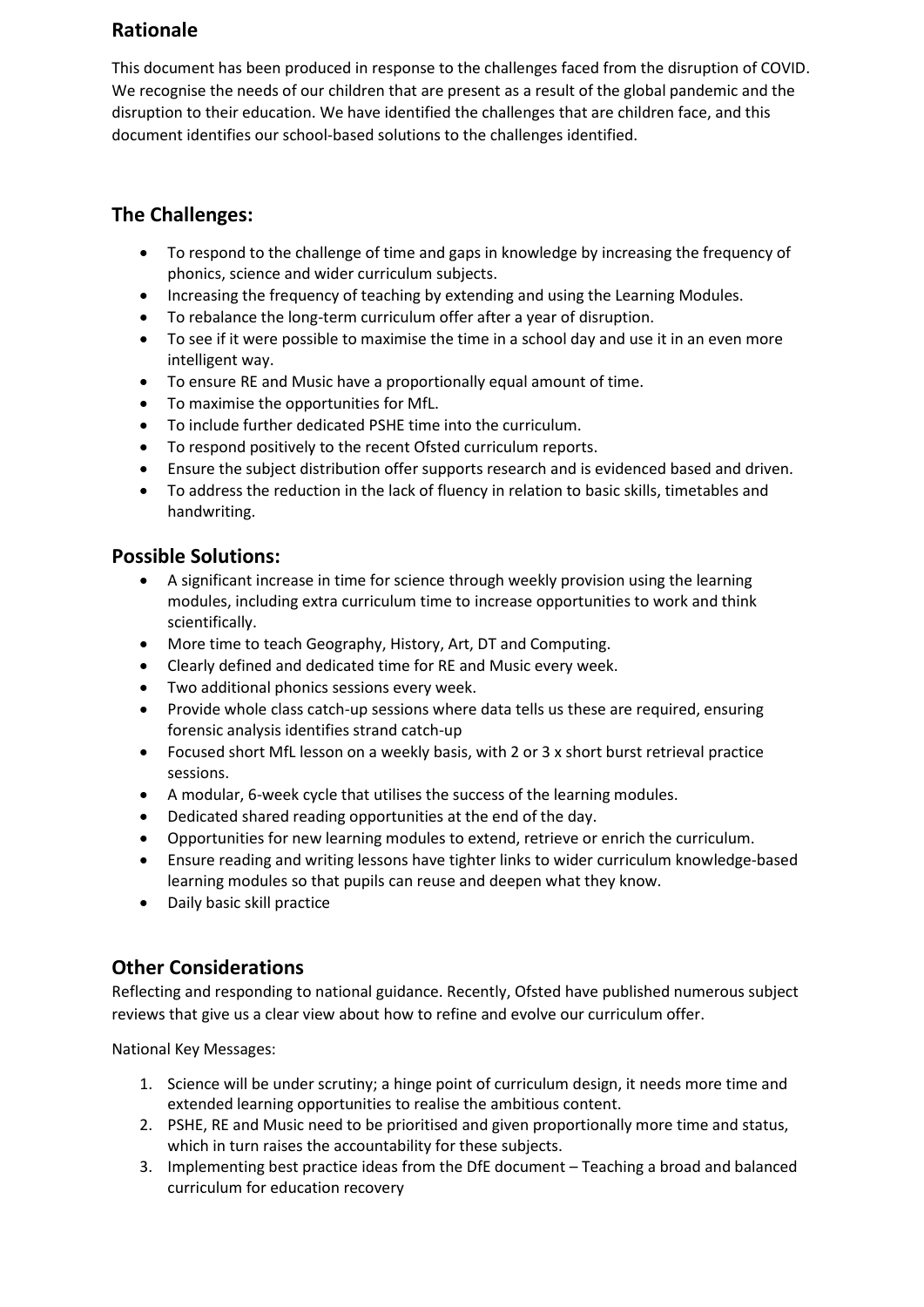## Rationale

This document has been produced in response to the challenges faced from the disruption of COVID. We recognise the needs of our children that are present as a result of the global pandemic and the disruption to their education. We have identified the challenges that are children face, and this document identifies our school-based solutions to the challenges identified.

## The Challenges:

- To respond to the challenge of time and gaps in knowledge by increasing the frequency of phonics, science and wider curriculum subjects.
- Increasing the frequency of teaching by extending and using the Learning Modules.
- To rebalance the long-term curriculum offer after a year of disruption.
- To see if it were possible to maximise the time in a school day and use it in an even more intelligent way.
- To ensure RE and Music have a proportionally equal amount of time.
- To maximise the opportunities for MfL.
- To include further dedicated PSHE time into the curriculum.
- To respond positively to the recent Ofsted curriculum reports.
- Ensure the subject distribution offer supports research and is evidenced based and driven.
- To address the reduction in the lack of fluency in relation to basic skills, timetables and handwriting.

## Possible Solutions:

- A significant increase in time for science through weekly provision using the learning modules, including extra curriculum time to increase opportunities to work and think scientifically.
- More time to teach Geography, History, Art, DT and Computing.
- Clearly defined and dedicated time for RE and Music every week.
- Two additional phonics sessions every week.
- Provide whole class catch-up sessions where data tells us these are required, ensuring forensic analysis identifies strand catch-up
- Focused short MfL lesson on a weekly basis, with 2 or 3 x short burst retrieval practice sessions.
- A modular, 6-week cycle that utilises the success of the learning modules.
- Dedicated shared reading opportunities at the end of the day.
- Opportunities for new learning modules to extend, retrieve or enrich the curriculum.
- Ensure reading and writing lessons have tighter links to wider curriculum knowledge-based learning modules so that pupils can reuse and deepen what they know.
- Daily basic skill practice

## Other Considerations

Reflecting and responding to national guidance. Recently, Ofsted have published numerous subject reviews that give us a clear view about how to refine and evolve our curriculum offer.

National Key Messages:

1. Science will be under scrutiny; a hinge point of curriculum design, it needs more time and extended learning opportunities to realise the ambitious content.
2. PSHE, RE and Music need to be prioritised and given proportionally more time and status, which in turn raises the accountability for these subjects.
3. Implementing best practice ideas from the DfE document – Teaching a broad and balanced curriculum for education recovery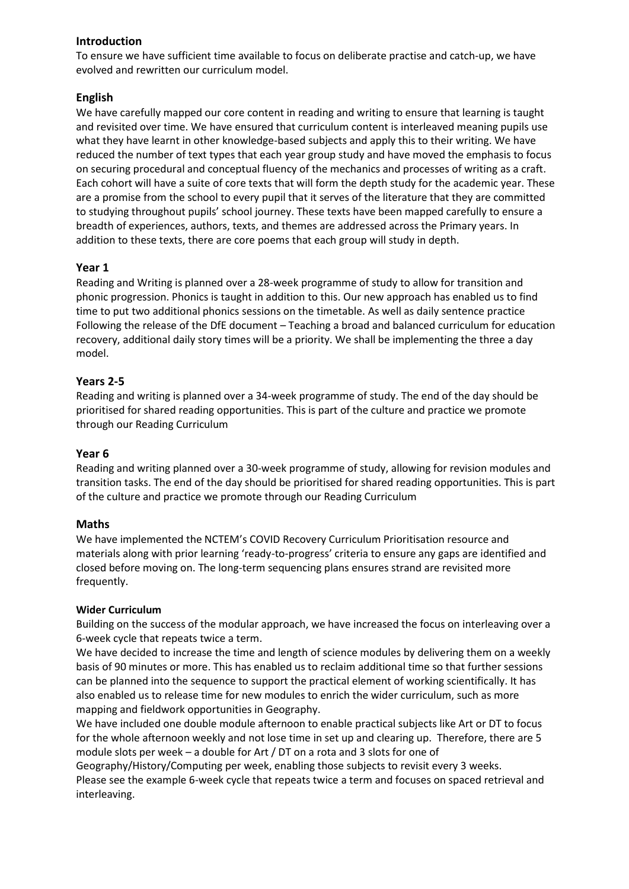## Introduction

To ensure we have sufficient time available to focus on deliberate practise and catch-up, we have evolved and rewritten our curriculum model.

## English

We have carefully mapped our core content in reading and writing to ensure that learning is taught and revisited over time. We have ensured that curriculum content is interleaved meaning pupils use what they have learnt in other knowledge-based subjects and apply this to their writing. We have reduced the number of text types that each year group study and have moved the emphasis to focus on securing procedural and conceptual fluency of the mechanics and processes of writing as a craft. Each cohort will have a suite of core texts that will form the depth study for the academic year. These are a promise from the school to every pupil that it serves of the literature that they are committed to studying throughout pupils' school journey. These texts have been mapped carefully to ensure a breadth of experiences, authors, texts, and themes are addressed across the Primary years. In addition to these texts, there are core poems that each group will study in depth.

## Year 1

Reading and Writing is planned over a 28-week programme of study to allow for transition and phonic progression. Phonics is taught in addition to this. Our new approach has enabled us to find time to put two additional phonics sessions on the timetable. As well as daily sentence practice Following the release of the DfE document – Teaching a broad and balanced curriculum for education recovery, additional daily story times will be a priority. We shall be implementing the three a day model.

## Years 2-5

Reading and writing is planned over a 34-week programme of study. The end of the day should be prioritised for shared reading opportunities. This is part of the culture and practice we promote through our Reading Curriculum

## Year 6

Reading and writing planned over a 30-week programme of study, allowing for revision modules and transition tasks. The end of the day should be prioritised for shared reading opportunities. This is part of the culture and practice we promote through our Reading Curriculum

## Maths

We have implemented the NCTEM's COVID Recovery Curriculum Prioritisation resource and materials along with prior learning 'ready-to-progress' criteria to ensure any gaps are identified and closed before moving on. The long-term sequencing plans ensures strand are revisited more frequently.

### Wider Curriculum

Building on the success of the modular approach, we have increased the focus on interleaving over a 6-week cycle that repeats twice a term.

We have decided to increase the time and length of science modules by delivering them on a weekly basis of 90 minutes or more. This has enabled us to reclaim additional time so that further sessions can be planned into the sequence to support the practical element of working scientifically. It has also enabled us to release time for new modules to enrich the wider curriculum, such as more mapping and fieldwork opportunities in Geography.

We have included one double module afternoon to enable practical subjects like Art or DT to focus for the whole afternoon weekly and not lose time in set up and clearing up. Therefore, there are 5 module slots per week – a double for Art / DT on a rota and 3 slots for one of Geography/History/Computing per week, enabling those subjects to revisit every 3 weeks.

Please see the example 6-week cycle that repeats twice a term and focuses on spaced retrieval and interleaving.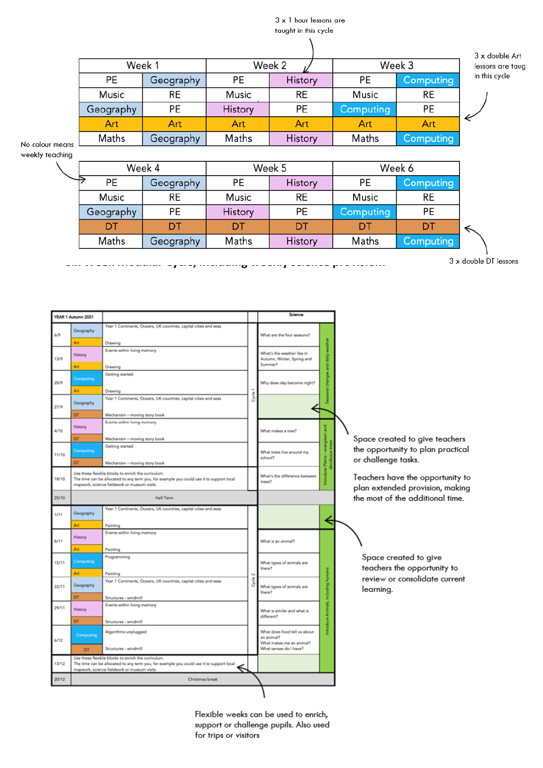3 x 1 hour lessons are taught in this cycle

3 x double Art lessons are taug in this cycle

No colour means weekly teaching

| Week 1 | | Week 2 | | Week 3 | |
|---|---|---|---|---|---|
| PE | Geography | PE | History | PE | Computing |
| Music | RE | Music | RE | Music | RE |
| Geography | PE | History | PE | Computing | PE |
| Art | Art | Art | Art | Art | Art |
| Maths | Geography | Maths | History | Maths | Computing |

| Week 4 | | Week 5 | | Week 6 | |
|---|---|---|---|---|---|
| PE | Geography | PE | History | PE | Computing |
| Music | RE | Music | RE | Music | RE |
| Geography | PE | History | PE | Computing | PE |
| DT | DT | DT | DT | DT | DT |
| Maths | Geography | Maths | History | Maths | Computing |

3 x double DT lessons

| YEAR 1 Autumn 2021 | | | | Science | |
|---|---|---|---|---|---|
| 6/9 | Geography / Art | Year 1 Continents, Oceans, UK countries, capital cities and seas / Drawing | Cycle 1 | What are the four seasons? | Seasonal changes and daily weather |
| 13/9 | History / Art | Events within living memory / Drawing | | What's the weather like in Autumn, Winter, Spring and Summer? | |
| 20/9 | Computing / Art | Getting started / Drawing | | Why does day become night? | |
| 27/9 | Geography / DT | Year 1 Continents, Oceans, UK countries, capital cities and seas / Mechanism – moving story book | | | |
| 4/10 | History / DT | Events within living memory / Mechanism – moving story book | | What makes a tree? | Introduce Plants – evergreen and deciduous trees |
| 11/10 | Computing / DT | Getting started / Mechanism – moving story book | | What trees live around my school? | |
| 18/10 | Use these flexible blocks to enrich the curriculum. The time can be allocated to any term you, for example you could use it to support local mapwork, science fieldwork or museum visits. | | | What's the difference between trees? | |
| 25/10 | Half Term | | | | |
| 1/11 | Geography / Art | Year 1 Continents, Oceans, UK countries, capital cities and seas / Painting | Cycle 2 | | Introduce Animals, including humans |
| 8/11 | History / Art | Events within living memory / Painting | | What is an animal? | |
| 15/11 | Computing / Art | Programming / Painting | | What types of animals are there? | |
| 22/11 | Geography / DT | Year 1 Continents, Oceans, UK countries, capital cities and seas / Structures - windmill | | What types of animals are there? | |
| 29/11 | History / DT | Events within living memory / Structures - windmill | | What is similar and what is different? | |
| 6/12 | Computing / DT | Algorithms unplugged / Structures - windmill | | What does food tell us about an animal? What makes me an animal? What senses do I have? | |
| 13/12 | Use these flexible blocks to enrich the curriculum. The time can be allocated to any term you, for example you could use it to support local mapwork, science fieldwork or museum visits. | | | | |
| 20/12 | Christmas break | | | | |

Space created to give teachers the opportunity to plan practical or challenge tasks.

Teachers have the opportunity to plan extended provision, making the most of the additional time.

Space created to give teachers the opportunity to review or consolidate current learning.

Flexible weeks can be used to enrich, support or challenge pupils. Also used for trips or visitors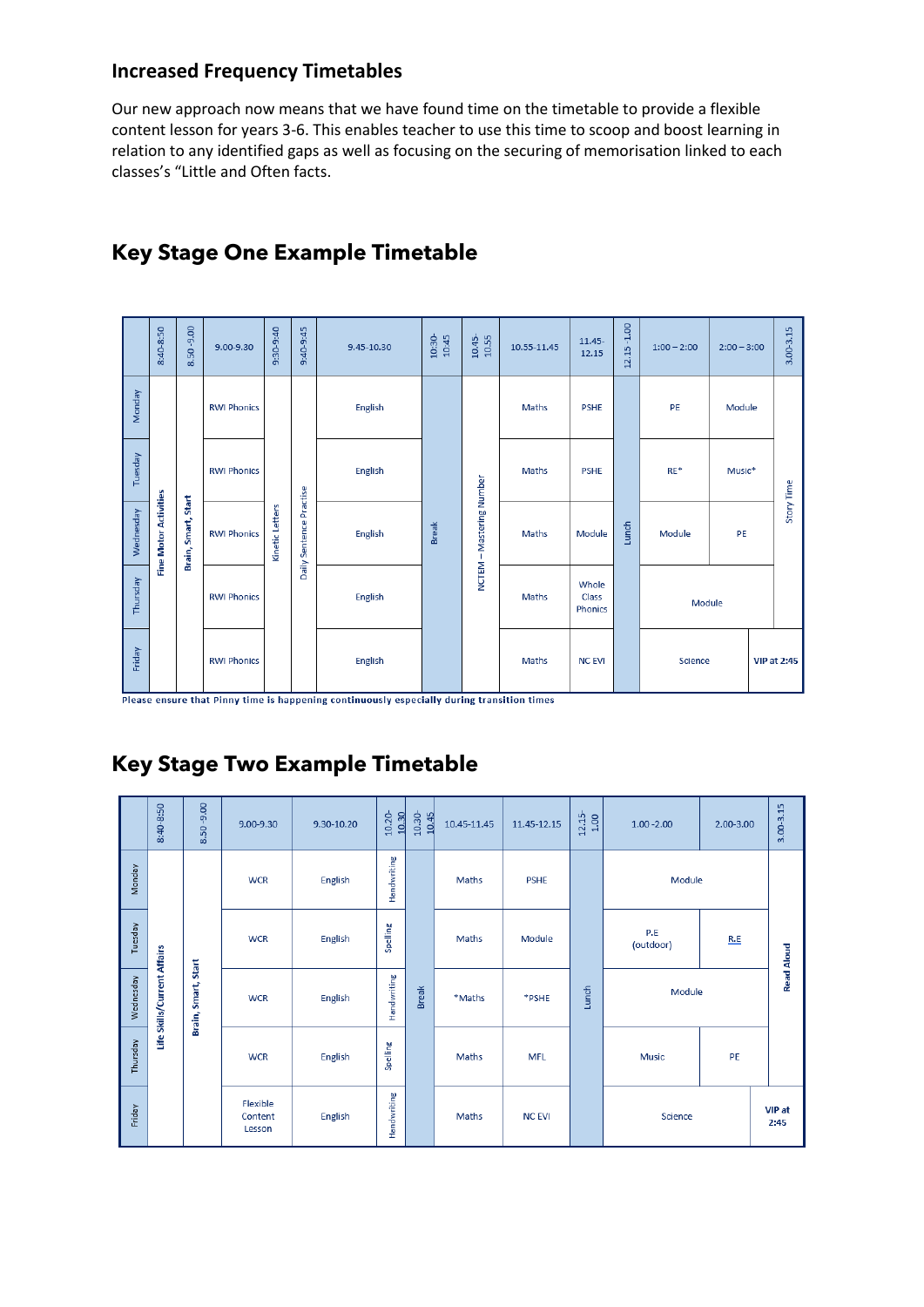### Increased Frequency Timetables

Our new approach now means that we have found time on the timetable to provide a flexible content lesson for years 3-6. This enables teacher to use this time to scoop and boost learning in relation to any identified gaps as well as focusing on the securing of memorisation linked to each classes's "Little and Often facts.

## Key Stage One Example Timetable

| | 8:40-8:50 | 8.50 -9.00 | 9.00-9.30 | 9:30-9:40 | 9:40-9:45 | 9.45-10.30 | 10:30-10:45 | 10.45-10.55 | 10.55-11.45 | 11.45-12.15 | 12.15 -1.00 | 1:00 – 2:00 | 2:00 – 3:00 | 3.00-3.15 |
|---|---|---|---|---|---|---|---|---|---|---|---|---|---|---|
| Monday | Fine Motor Activities | Brain, Smart, Start | RWI Phonics | Kinetic Letters | Daily Sentence Practise | English | Break | NCTEM – Mastering Number | Maths | PSHE | Lunch | PE | Module | Story Time |
| Tuesday | | | RWI Phonics | | | English | | | Maths | PSHE | | RE* | Music* | |
| Wednesday | | | RWI Phonics | | | English | | | Maths | Module | | Module | PE | |
| Thursday | | | RWI Phonics | | | English | | | Maths | Whole Class Phonics | | Module | | |
| Friday | | | RWI Phonics | | | English | | | Maths | NC EVI | | Science | | VIP at 2:45 |

Please ensure that Pinny time is happening continuously especially during transition times

## Key Stage Two Example Timetable

| | 8:40-8:50 | 8.50 -9.00 | 9.00-9.30 | 9.30-10.20 | 10:20-10.30 | 10:30-10.45 | 10.45-11.45 | 11.45-12.15 | 12.15-1.00 | 1.00 -2.00 | 2.00-3.00 | 3.00-3.15 |
|---|---|---|---|---|---|---|---|---|---|---|---|---|
| Monday | Life Skills/Current Affairs | Brain, Smart, Start | WCR | English | Handwriting | Break | Maths | PSHE | Lunch | Module | | Read Aloud |
| Tuesday | | | WCR | English | Spelling | | Maths | Module | | P.E (outdoor) | R.E | |
| Wednesday | | | WCR | English | Handwriting | | *Maths | *PSHE | | Module | | |
| Thursday | | | WCR | English | Spelling | | Maths | MFL | | Music | PE | |
| Friday | | | Flexible Content Lesson | English | Handwriting | | Maths | NC EVI | | Science | | VIP at 2:45 |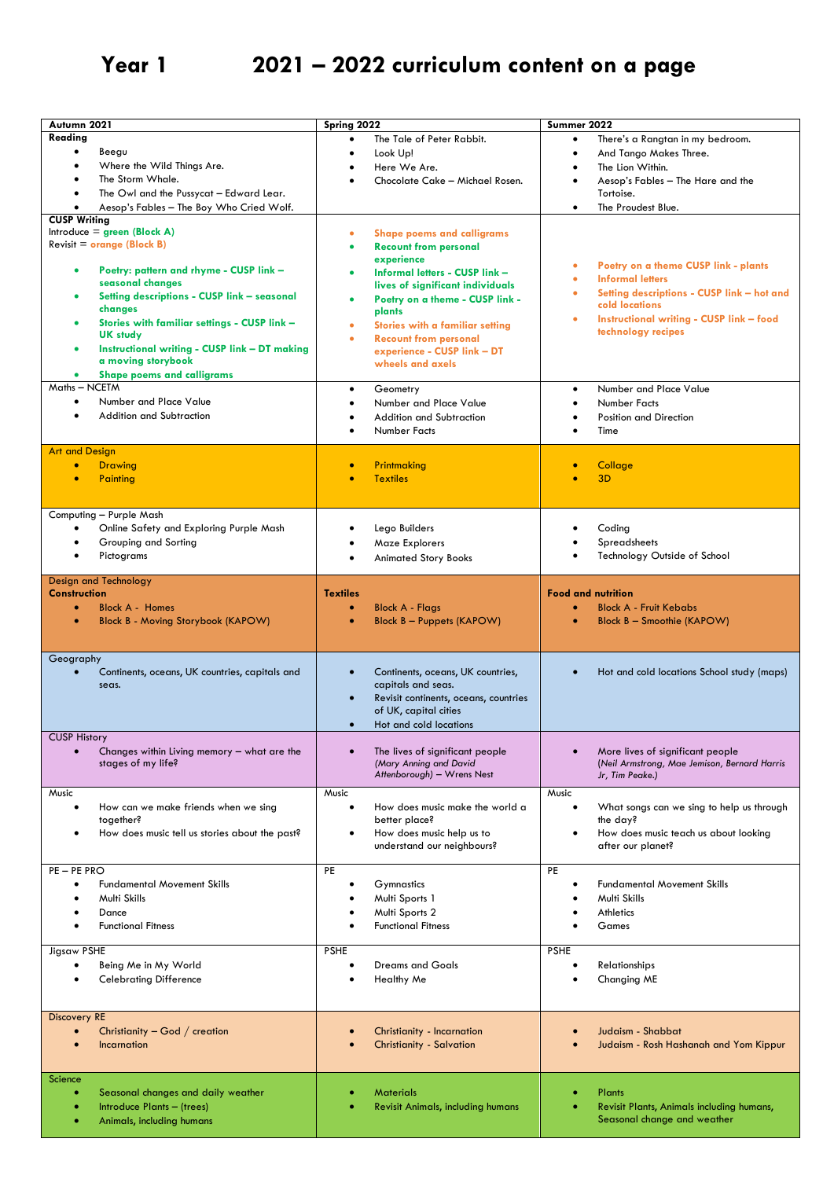# Year 1 2021 – 2022 curriculum content on a page

| Autumn 2021 | Spring 2022 | Summer 2022 |
|---|---|---|
| **Reading**<br>• Beegu<br>• Where the Wild Things Are.<br>• The Storm Whale.<br>• The Owl and the Pussycat – Edward Lear.<br>• Aesop's Fables – The Boy Who Cried Wolf. | • The Tale of Peter Rabbit.<br>• Look Up!<br>• Here We Are.<br>• Chocolate Cake – Michael Rosen. | • There's a Rangtan in my bedroom.<br>• And Tango Makes Three.<br>• The Lion Within.<br>• Aesop's Fables – The Hare and the Tortoise.<br>• The Proudest Blue. |
| **CUSP Writing**<br>Introduce = **green (Block A)**<br>Revisit = **orange (Block B)**<br>• **Poetry: pattern and rhyme - CUSP link – seasonal changes**<br>• **Setting descriptions - CUSP link – seasonal changes**<br>• **Stories with familiar settings - CUSP link – UK study**<br>• **Instructional writing - CUSP link – DT making a moving storybook**<br>• **Shape poems and calligrams** | • **Shape poems and calligrams**<br>• **Recount from personal experience**<br>• **Informal letters - CUSP link – lives of significant individuals**<br>• **Poetry on a theme - CUSP link - plants**<br>• **Stories with a familiar setting**<br>• **Recount from personal experience - CUSP link – DT wheels and axels** | • **Poetry on a theme CUSP link - plants**<br>• **Informal letters**<br>• **Setting descriptions - CUSP link – hot and cold locations**<br>• **Instructional writing - CUSP link – food technology recipes** |
| Maths – NCETM<br>• Number and Place Value<br>• Addition and Subtraction | • Geometry<br>• Number and Place Value<br>• Addition and Subtraction<br>• Number Facts | • Number and Place Value<br>• Number Facts<br>• Position and Direction<br>• Time |
| Art and Design<br>• Drawing<br>• Painting | • Printmaking<br>• Textiles | • Collage<br>• 3D |
| Computing – Purple Mash<br>• Online Safety and Exploring Purple Mash<br>• Grouping and Sorting<br>• Pictograms | • Lego Builders<br>• Maze Explorers<br>• Animated Story Books | • Coding<br>• Spreadsheets<br>• Technology Outside of School |
| Design and Technology<br>**Construction**<br>• Block A - Homes<br>• Block B - Moving Storybook (KAPOW) | **Textiles**<br>• Block A - Flags<br>• Block B – Puppets (KAPOW) | **Food and nutrition**<br>• Block A - Fruit Kebabs<br>• Block B – Smoothie (KAPOW) |
| Geography<br>• Continents, oceans, UK countries, capitals and seas. | • Continents, oceans, UK countries, capitals and seas.<br>• Revisit continents, oceans, countries of UK, capital cities<br>• Hot and cold locations | • Hot and cold locations School study (maps) |
| CUSP History<br>• Changes within Living memory – what are the stages of my life? | • The lives of significant people *(Mary Anning and David Attenborough)* – Wrens Nest | • More lives of significant people *(Neil Armstrong, Mae Jemison, Bernard Harris Jr, Tim Peake.)* |
| Music<br>• How can we make friends when we sing together?<br>• How does music tell us stories about the past? | Music<br>• How does music make the world a better place?<br>• How does music help us to understand our neighbours? | Music<br>• What songs can we sing to help us through the day?<br>• How does music teach us about looking after our planet? |
| PE – PE PRO<br>• Fundamental Movement Skills<br>• Multi Skills<br>• Dance<br>• Functional Fitness | PE<br>• Gymnastics<br>• Multi Sports 1<br>• Multi Sports 2<br>• Functional Fitness | PE<br>• Fundamental Movement Skills<br>• Multi Skills<br>• Athletics<br>• Games |
| Jigsaw PSHE<br>• Being Me in My World<br>• Celebrating Difference | PSHE<br>• Dreams and Goals<br>• Healthy Me | PSHE<br>• Relationships<br>• Changing ME |
| Discovery RE<br>• Christianity – God / creation<br>• Incarnation | • Christianity - Incarnation<br>• Christianity - Salvation | • Judaism - Shabbat<br>• Judaism - Rosh Hashanah and Yom Kippur |
| Science<br>• Seasonal changes and daily weather<br>• Introduce Plants – (trees)<br>• Animals, including humans | • Materials<br>• Revisit Animals, including humans | • Plants<br>• Revisit Plants, Animals including humans, Seasonal change and weather |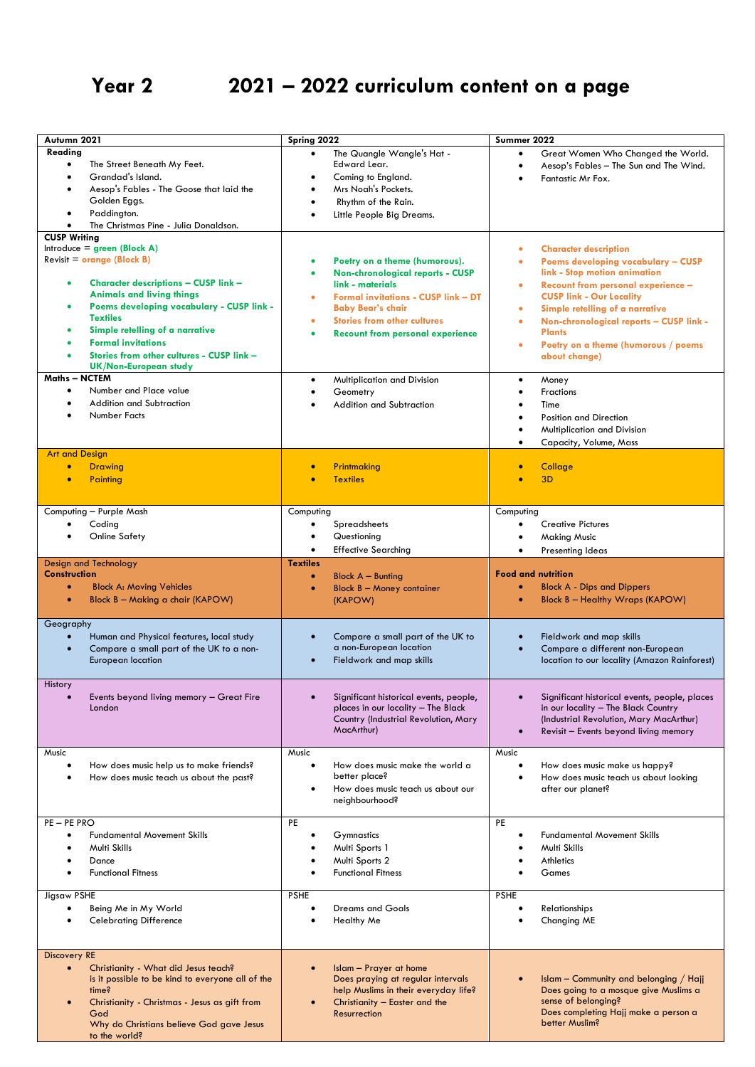# Year 2 2021 – 2022 curriculum content on a page

| Autumn 2021 | Spring 2022 | Summer 2022 |
|---|---|---|
| **Reading**<br>• The Street Beneath My Feet.<br>• Grandad's Island.<br>• Aesop's Fables - The Goose that laid the Golden Eggs.<br>• Paddington.<br>• The Christmas Pine - Julia Donaldson. | • The Quangle Wangle's Hat - Edward Lear.<br>• Coming to England.<br>• Mrs Noah's Pockets.<br>• Rhythm of the Rain.<br>• Little People Big Dreams. | • Great Women Who Changed the World.<br>• Aesop's Fables – The Sun and The Wind.<br>• Fantastic Mr Fox. |
| **CUSP Writing**<br>Introduce = **green (Block A)**<br>Revisit = **orange (Block B)**<br>• **Character descriptions – CUSP link – Animals and living things**<br>• **Poems developing vocabulary - CUSP link - Textiles**<br>• **Simple retelling of a narrative**<br>• **Formal invitations**<br>• **Stories from other cultures - CUSP link – UK/Non-European study** | • **Poetry on a theme (humorous).**<br>• **Non-chronological reports - CUSP link - materials**<br>• **Formal invitations - CUSP link – DT Baby Bear's chair**<br>• **Stories from other cultures**<br>• **Recount from personal experience** | • **Character description**<br>• **Poems developing vocabulary – CUSP link - Stop motion animation**<br>• **Recount from personal experience – CUSP link - Our Locality**<br>• **Simple retelling of a narrative**<br>• **Non-chronological reports – CUSP link - Plants**<br>• **Poetry on a theme (humorous / poems about change)** |
| **Maths – NCTEM**<br>• Number and Place value<br>• Addition and Subtraction<br>• Number Facts | • Multiplication and Division<br>• Geometry<br>• Addition and Subtraction | • Money<br>• Fractions<br>• Time<br>• Position and Direction<br>• Multiplication and Division<br>• Capacity, Volume, Mass |
| Art and Design<br>• Drawing<br>• Painting | • Printmaking<br>• Textiles | • Collage<br>• 3D |
| Computing – Purple Mash<br>• Coding<br>• Online Safety | Computing<br>• Spreadsheets<br>• Questioning<br>• Effective Searching | Computing<br>• Creative Pictures<br>• Making Music<br>• Presenting Ideas |
| Design and Technology<br>**Construction**<br>• Block A: Moving Vehicles<br>• Block B – Making a chair (KAPOW) | **Textiles**<br>• Block A – Bunting<br>• Block B – Money container (KAPOW) | **Food and nutrition**<br>• Block A - Dips and Dippers<br>• Block B – Healthy Wraps (KAPOW) |
| Geography<br>• Human and Physical features, local study<br>• Compare a small part of the UK to a non-European location | • Compare a small part of the UK to a non-European location<br>• Fieldwork and map skills | • Fieldwork and map skills<br>• Compare a different non-European location to our locality (Amazon Rainforest) |
| History<br>• Events beyond living memory – Great Fire London | • Significant historical events, people, places in our locality – The Black Country (Industrial Revolution, Mary MacArthur) | • Significant historical events, people, places in our locality – The Black Country (Industrial Revolution, Mary MacArthur)<br>• Revisit – Events beyond living memory |
| Music<br>• How does music help us to make friends?<br>• How does music teach us about the past? | Music<br>• How does music make the world a better place?<br>• How does music teach us about our neighbourhood? | Music<br>• How does music make us happy?<br>• How does music teach us about looking after our planet? |
| PE – PE PRO<br>• Fundamental Movement Skills<br>• Multi Skills<br>• Dance<br>• Functional Fitness | PE<br>• Gymnastics<br>• Multi Sports 1<br>• Multi Sports 2<br>• Functional Fitness | PE<br>• Fundamental Movement Skills<br>• Multi Skills<br>• Athletics<br>• Games |
| Jigsaw PSHE<br>• Being Me in My World<br>• Celebrating Difference | PSHE<br>• Dreams and Goals<br>• Healthy Me | PSHE<br>• Relationships<br>• Changing ME |
| Discovery RE<br>• Christianity - What did Jesus teach? is it possible to be kind to everyone all of the time?<br>• Christianity - Christmas - Jesus as gift from God Why do Christians believe God gave Jesus to the world? | • Islam – Prayer at home Does praying at regular intervals help Muslims in their everyday life?<br>• Christianity – Easter and the Resurrection | • Islam – Community and belonging / Hajj Does going to a mosque give Muslims a sense of belonging? Does completing Hajj make a person a better Muslim? |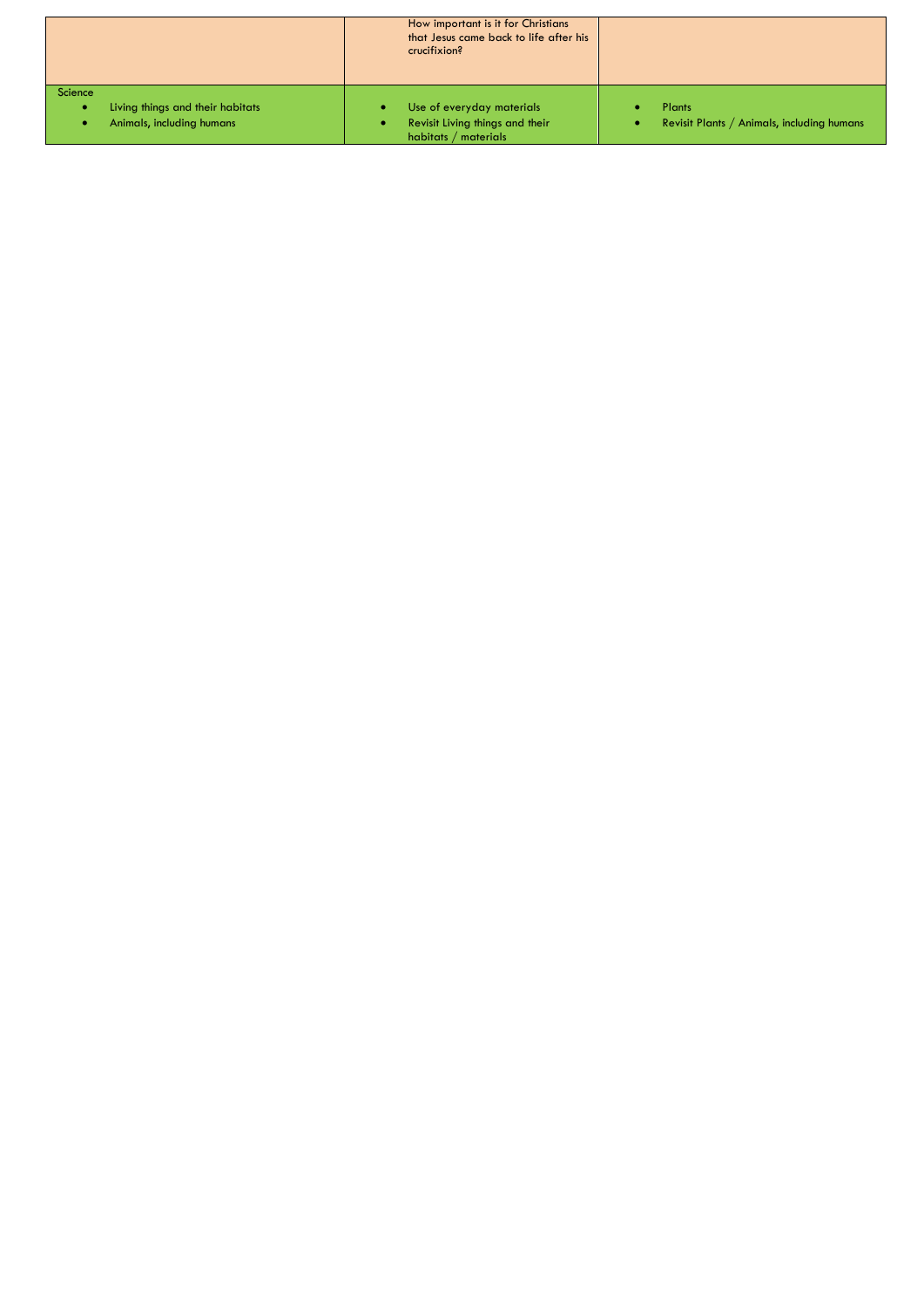| | | |
|---|---|---|
| | How important is it for Christians that Jesus came back to life after his crucifixion? | |
| Science<br>• Living things and their habitats<br>• Animals, including humans | • Use of everyday materials<br>• Revisit Living things and their habitats / materials | • Plants<br>• Revisit Plants / Animals, including humans |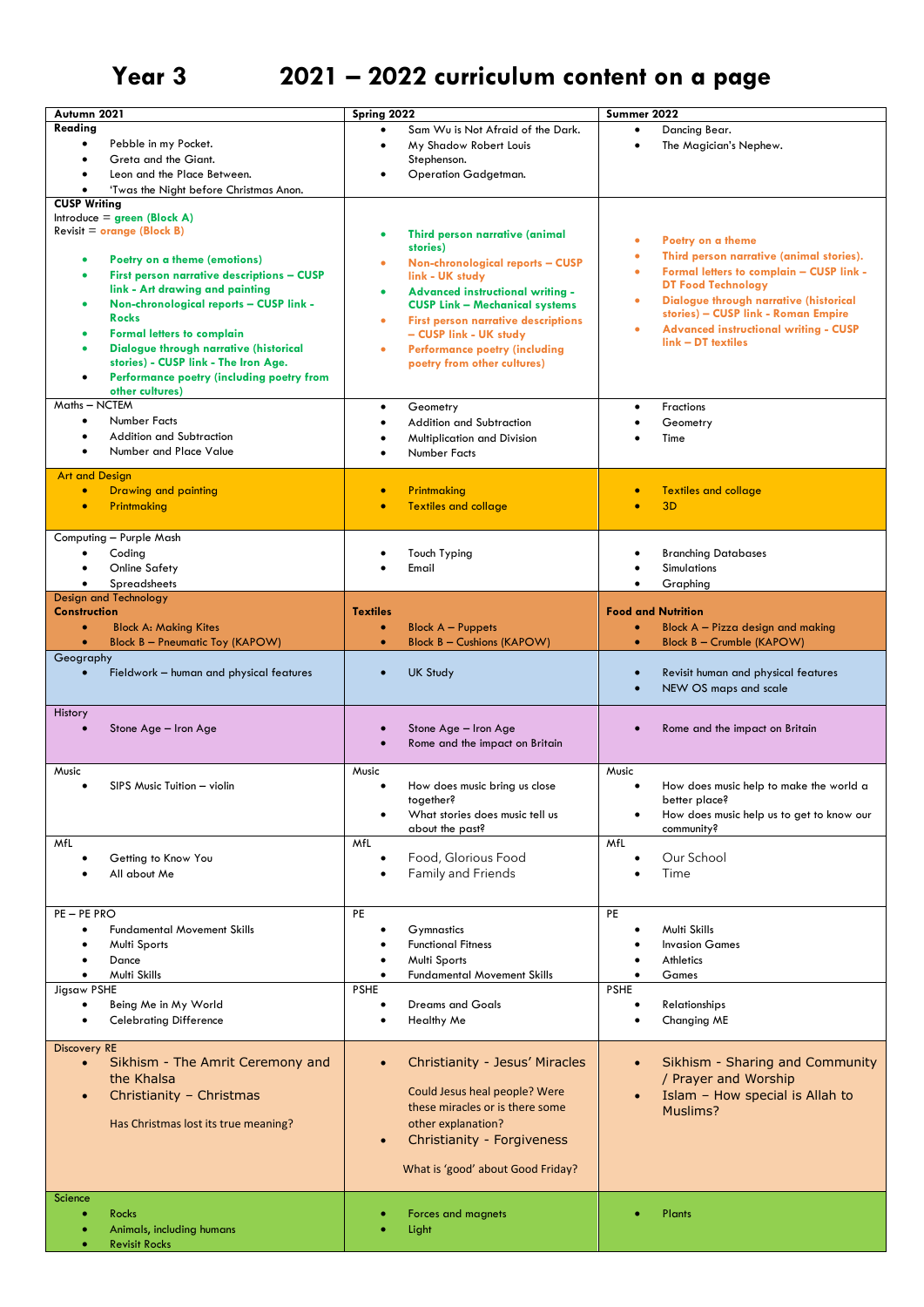# Year 3 2021 – 2022 curriculum content on a page

| Autumn 2021 | Spring 2022 | Summer 2022 |
|---|---|---|
| **Reading**<br>• Pebble in my Pocket.<br>• Greta and the Giant.<br>• Leon and the Place Between.<br>• 'Twas the Night before Christmas Anon. | • Sam Wu is Not Afraid of the Dark.<br>• My Shadow Robert Louis Stephenson.<br>• Operation Gadgetman. | • Dancing Bear.<br>• The Magician's Nephew. |
| **CUSP Writing**<br>Introduce = **green (Block A)**<br>Revisit = **orange (Block B)**<br>• **Poetry on a theme (emotions)**<br>• **First person narrative descriptions – CUSP link - Art drawing and painting**<br>• **Non-chronological reports – CUSP link - Rocks**<br>• **Formal letters to complain**<br>• **Dialogue through narrative (historical stories) - CUSP link - The Iron Age.**<br>• **Performance poetry (including poetry from other cultures)** | • **Third person narrative (animal stories)**<br>• **Non-chronological reports – CUSP link - UK study**<br>• **Advanced instructional writing - CUSP Link – Mechanical systems**<br>• **First person narrative descriptions – CUSP link - UK study**<br>• **Performance poetry (including poetry from other cultures)** | • **Poetry on a theme**<br>• **Third person narrative (animal stories).**<br>• **Formal letters to complain – CUSP link - DT Food Technology**<br>• **Dialogue through narrative (historical stories) – CUSP link - Roman Empire**<br>• **Advanced instructional writing - CUSP link – DT textiles** |
| Maths – NCTEM<br>• Number Facts<br>• Addition and Subtraction<br>• Number and Place Value | • Geometry<br>• Addition and Subtraction<br>• Multiplication and Division<br>• Number Facts | • Fractions<br>• Geometry<br>• Time |
| Art and Design<br>• Drawing and painting<br>• Printmaking | • Printmaking<br>• Textiles and collage | • Textiles and collage<br>• 3D |
| Computing – Purple Mash<br>• Coding<br>• Online Safety<br>• Spreadsheets | • Touch Typing<br>• Email | • Branching Databases<br>• Simulations<br>• Graphing |
| Design and Technology<br>**Construction**<br>• Block A: Making Kites<br>• Block B – Pneumatic Toy (KAPOW) | **Textiles**<br>• Block A – Puppets<br>• Block B – Cushions (KAPOW) | **Food and Nutrition**<br>• Block A – Pizza design and making<br>• Block B – Crumble (KAPOW) |
| Geography<br>• Fieldwork – human and physical features | • UK Study | • Revisit human and physical features<br>• NEW OS maps and scale |
| History<br>• Stone Age – Iron Age | • Stone Age – Iron Age<br>• Rome and the impact on Britain | • Rome and the impact on Britain |
| Music<br>• SIPS Music Tuition – violin | Music<br>• How does music bring us close together?<br>• What stories does music tell us about the past? | Music<br>• How does music help to make the world a better place?<br>• How does music help us to get to know our community? |
| MfL<br>• Getting to Know You<br>• All about Me | MfL<br>• Food, Glorious Food<br>• Family and Friends | MfL<br>• Our School<br>• Time |
| PE – PE PRO<br>• Fundamental Movement Skills<br>• Multi Sports<br>• Dance<br>• Multi Skills | PE<br>• Gymnastics<br>• Functional Fitness<br>• Multi Sports<br>• Fundamental Movement Skills | PE<br>• Multi Skills<br>• Invasion Games<br>• Athletics<br>• Games |
| Jigsaw PSHE<br>• Being Me in My World<br>• Celebrating Difference | PSHE<br>• Dreams and Goals<br>• Healthy Me | PSHE<br>• Relationships<br>• Changing ME |
| Discovery RE<br>• Sikhism - The Amrit Ceremony and the Khalsa<br>• Christianity – Christmas<br>Has Christmas lost its true meaning? | • Christianity - Jesus' Miracles<br>Could Jesus heal people? Were these miracles or is there some other explanation?<br>• Christianity - Forgiveness<br>What is 'good' about Good Friday? | • Sikhism - Sharing and Community / Prayer and Worship<br>• Islam – How special is Allah to Muslims? |
| Science<br>• Rocks<br>• Animals, including humans<br>• Revisit Rocks | • Forces and magnets<br>• Light | • Plants |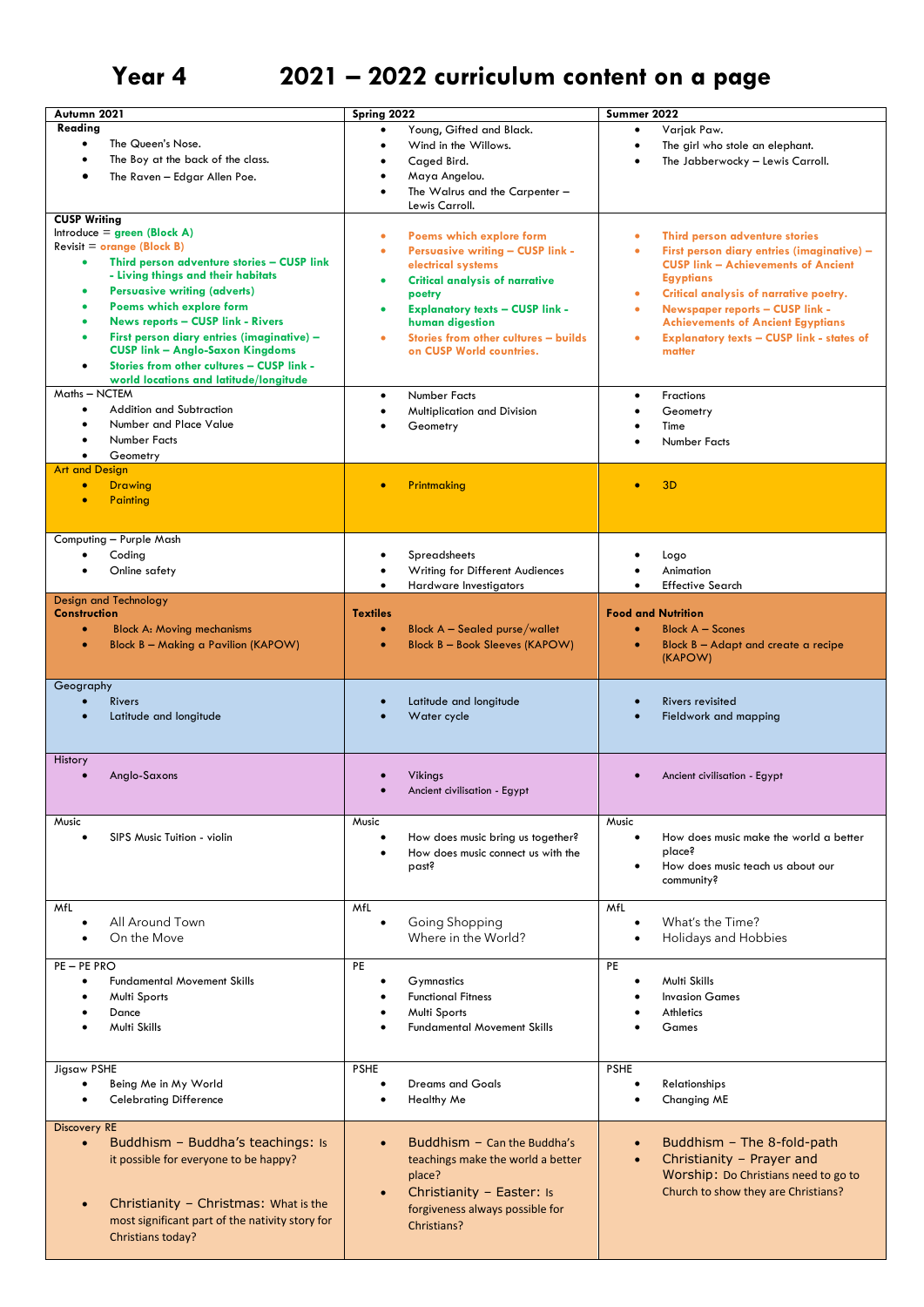# Year 4 2021 – 2022 curriculum content on a page

| Autumn 2021 | Spring 2022 | Summer 2022 |
| --- | --- | --- |
| **Reading**<br>• The Queen's Nose.<br>• The Boy at the back of the class.<br>• The Raven – Edgar Allen Poe. | • Young, Gifted and Black.<br>• Wind in the Willows.<br>• Caged Bird.<br>• Maya Angelou.<br>• The Walrus and the Carpenter – Lewis Carroll. | • Varjak Paw.<br>• The girl who stole an elephant.<br>• The Jabberwocky – Lewis Carroll. |
| **CUSP Writing**<br>Introduce = **green (Block A)**<br>Revisit = **orange (Block B)**<br>• **Third person adventure stories – CUSP link - Living things and their habitats**<br>• **Persuasive writing (adverts)**<br>• **Poems which explore form**<br>• **News reports – CUSP link - Rivers**<br>• **First person diary entries (imaginative) – CUSP link – Anglo-Saxon Kingdoms**<br>• **Stories from other cultures – CUSP link - world locations and latitude/longitude** | • **Poems which explore form**<br>• **Persuasive writing – CUSP link - electrical systems**<br>• **Critical analysis of narrative poetry**<br>• **Explanatory texts – CUSP link - human digestion**<br>• **Stories from other cultures – builds on CUSP World countries.** | • **Third person adventure stories**<br>• **First person diary entries (imaginative) – CUSP link – Achievements of Ancient Egyptians**<br>• **Critical analysis of narrative poetry.**<br>• **Newspaper reports – CUSP link - Achievements of Ancient Egyptians**<br>• **Explanatory texts – CUSP link - states of matter** |
| Maths – NCTEM<br>• Addition and Subtraction<br>• Number and Place Value<br>• Number Facts<br>• Geometry | • Number Facts<br>• Multiplication and Division<br>• Geometry | • Fractions<br>• Geometry<br>• Time<br>• Number Facts |
| Art and Design<br>• Drawing<br>• Painting | • Printmaking | • 3D |
| Computing – Purple Mash<br>• Coding<br>• Online safety | • Spreadsheets<br>• Writing for Different Audiences<br>• Hardware Investigators | • Logo<br>• Animation<br>• Effective Search |
| Design and Technology<br>**Construction**<br>• Block A: Moving mechanisms<br>• Block B – Making a Pavilion (KAPOW) | **Textiles**<br>• Block A – Sealed purse/wallet<br>• Block B – Book Sleeves (KAPOW) | **Food and Nutrition**<br>• Block A – Scones<br>• Block B – Adapt and create a recipe (KAPOW) |
| Geography<br>• Rivers<br>• Latitude and longitude | • Latitude and longitude<br>• Water cycle | • Rivers revisited<br>• Fieldwork and mapping |
| History<br>• Anglo-Saxons | • Vikings<br>• Ancient civilisation - Egypt | • Ancient civilisation - Egypt |
| Music<br>• SIPS Music Tuition - violin | Music<br>• How does music bring us together?<br>• How does music connect us with the past? | Music<br>• How does music make the world a better place?<br>• How does music teach us about our community? |
| MfL<br>• All Around Town<br>• On the Move | MfL<br>• Going Shopping<br>Where in the World? | MfL<br>• What's the Time?<br>• Holidays and Hobbies |
| PE – PE PRO<br>• Fundamental Movement Skills<br>• Multi Sports<br>• Dance<br>• Multi Skills | PE<br>• Gymnastics<br>• Functional Fitness<br>• Multi Sports<br>• Fundamental Movement Skills | PE<br>• Multi Skills<br>• Invasion Games<br>• Athletics<br>• Games |
| Jigsaw PSHE<br>• Being Me in My World<br>• Celebrating Difference | PSHE<br>• Dreams and Goals<br>• Healthy Me | PSHE<br>• Relationships<br>• Changing ME |
| Discovery RE<br>• Buddhism – Buddha's teachings: Is it possible for everyone to be happy?<br>• Christianity – Christmas: What is the most significant part of the nativity story for Christians today? | • Buddhism – Can the Buddha's teachings make the world a better place?<br>• Christianity – Easter: Is forgiveness always possible for Christians? | • Buddhism – The 8-fold-path<br>• Christianity – Prayer and Worship: Do Christians need to go to Church to show they are Christians? |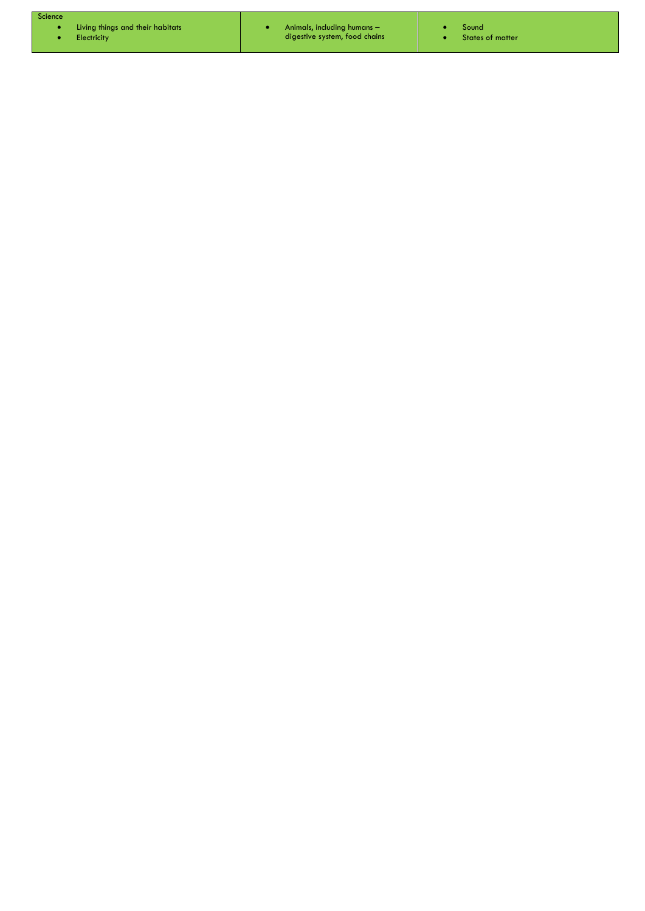| | | |
|---|---|---|
| Science<br>• Living things and their habitats<br>• Electricity | • Animals, including humans – digestive system, food chains | • Sound<br>• States of matter |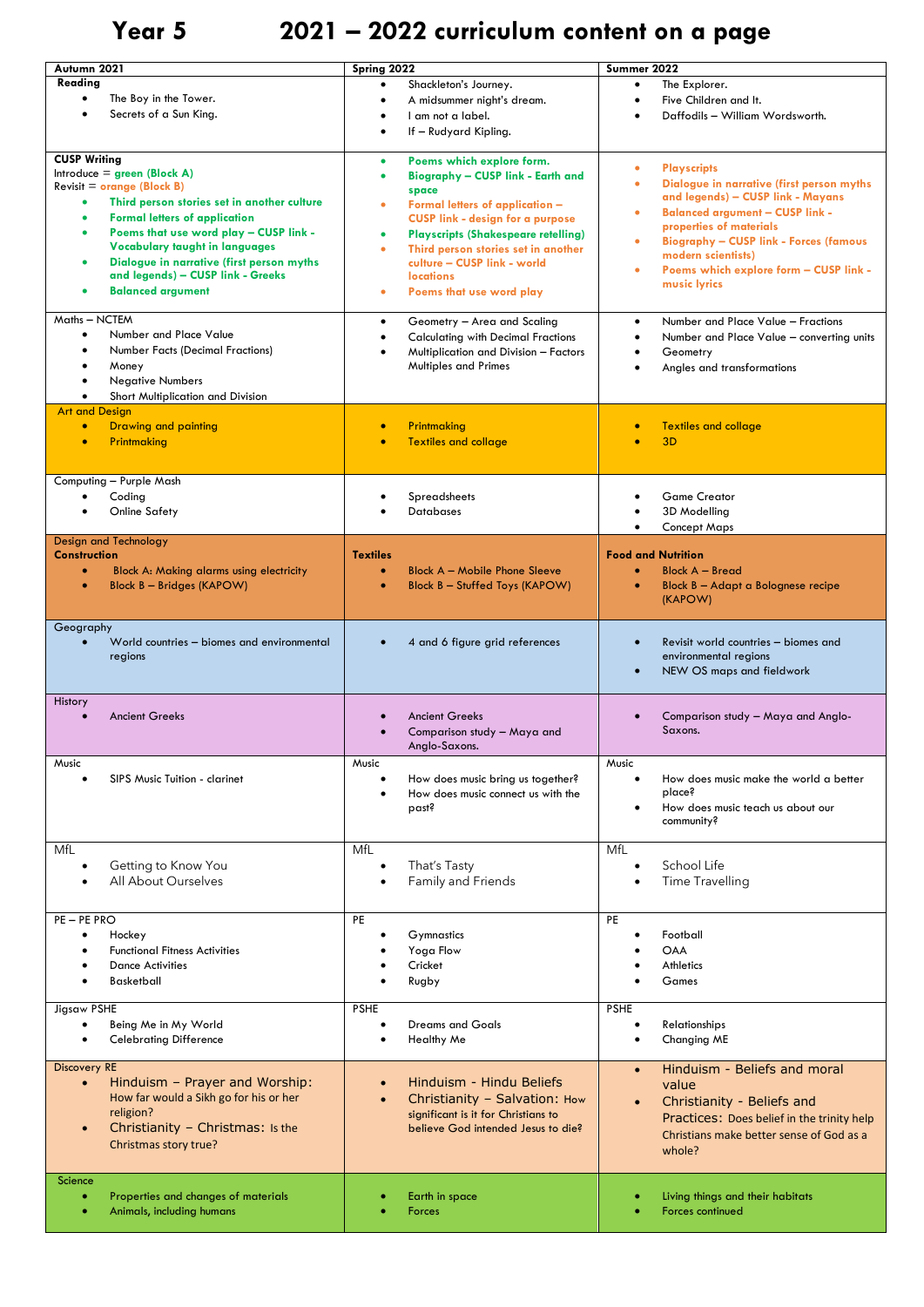# Year 5 2021 – 2022 curriculum content on a page

| Autumn 2021 | Spring 2022 | Summer 2022 |
|---|---|---|
| **Reading**<br>• The Boy in the Tower.<br>• Secrets of a Sun King. | • Shackleton's Journey.<br>• A midsummer night's dream.<br>• I am not a label.<br>• If – Rudyard Kipling. | • The Explorer.<br>• Five Children and It.<br>• Daffodils – William Wordsworth. |
| **CUSP Writing**<br>Introduce = **green (Block A)**<br>Revisit = **orange (Block B)**<br>• **Third person stories set in another culture**<br>• **Formal letters of application**<br>• **Poems that use word play – CUSP link - Vocabulary taught in languages**<br>• **Dialogue in narrative (first person myths and legends) – CUSP link - Greeks**<br>• **Balanced argument** | • **Poems which explore form.**<br>• **Biography – CUSP link - Earth and space**<br>• **Formal letters of application – CUSP link - design for a purpose**<br>• **Playscripts (Shakespeare retelling)**<br>• **Third person stories set in another culture – CUSP link - world locations**<br>• **Poems that use word play** | • **Playscripts**<br>• **Dialogue in narrative (first person myths and legends) – CUSP link - Mayans**<br>• **Balanced argument – CUSP link - properties of materials**<br>• **Biography – CUSP link - Forces (famous modern scientists)**<br>• **Poems which explore form – CUSP link - music lyrics** |
| Maths – NCTEM<br>• Number and Place Value<br>• Number Facts (Decimal Fractions)<br>• Money<br>• Negative Numbers<br>• Short Multiplication and Division | • Geometry – Area and Scaling<br>• Calculating with Decimal Fractions<br>• Multiplication and Division – Factors Multiples and Primes | • Number and Place Value – Fractions<br>• Number and Place Value – converting units<br>• Geometry<br>• Angles and transformations |
| Art and Design<br>• Drawing and painting<br>• Printmaking | • Printmaking<br>• Textiles and collage | • Textiles and collage<br>• 3D |
| Computing – Purple Mash<br>• Coding<br>• Online Safety | • Spreadsheets<br>• Databases | • Game Creator<br>• 3D Modelling<br>• Concept Maps |
| Design and Technology<br>**Construction**<br>• Block A: Making alarms using electricity<br>• Block B – Bridges (KAPOW) | **Textiles**<br>• Block A – Mobile Phone Sleeve<br>• Block B – Stuffed Toys (KAPOW) | **Food and Nutrition**<br>• Block A – Bread<br>• Block B – Adapt a Bolognese recipe (KAPOW) |
| Geography<br>• World countries – biomes and environmental regions | • 4 and 6 figure grid references | • Revisit world countries – biomes and environmental regions<br>• NEW OS maps and fieldwork |
| History<br>• Ancient Greeks | • Ancient Greeks<br>• Comparison study – Maya and Anglo-Saxons. | • Comparison study – Maya and Anglo-Saxons. |
| Music<br>• SIPS Music Tuition - clarinet | Music<br>• How does music bring us together?<br>• How does music connect us with the past? | Music<br>• How does music make the world a better place?<br>• How does music teach us about our community? |
| MfL<br>• Getting to Know You<br>• All About Ourselves | MfL<br>• That's Tasty<br>• Family and Friends | MfL<br>• School Life<br>• Time Travelling |
| PE – PE PRO<br>• Hockey<br>• Functional Fitness Activities<br>• Dance Activities<br>• Basketball | PE<br>• Gymnastics<br>• Yoga Flow<br>• Cricket<br>• Rugby | PE<br>• Football<br>• OAA<br>• Athletics<br>• Games |
| Jigsaw PSHE<br>• Being Me in My World<br>• Celebrating Difference | PSHE<br>• Dreams and Goals<br>• Healthy Me | PSHE<br>• Relationships<br>• Changing ME |
| Discovery RE<br>• Hinduism – Prayer and Worship: How far would a Sikh go for his or her religion?<br>• Christianity – Christmas: Is the Christmas story true? | • Hinduism - Hindu Beliefs<br>• Christianity – Salvation: How significant is it for Christians to believe God intended Jesus to die? | • Hinduism - Beliefs and moral value<br>• Christianity - Beliefs and Practices: Does belief in the trinity help Christians make better sense of God as a whole? |
| Science<br>• Properties and changes of materials<br>• Animals, including humans | • Earth in space<br>• Forces | • Living things and their habitats<br>• Forces continued |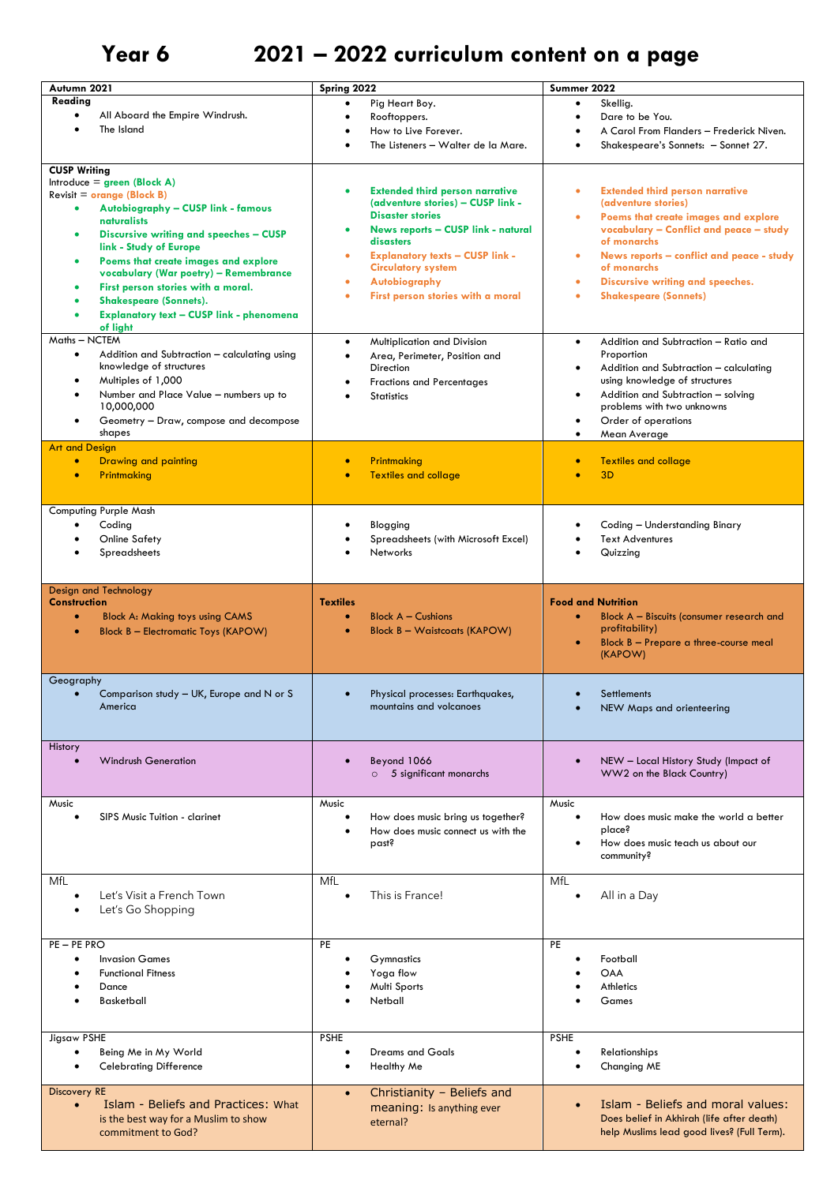# Year 6 2021 – 2022 curriculum content on a page

| Autumn 2021 | Spring 2022 | Summer 2022 |
| --- | --- | --- |
| **Reading**<br>• All Aboard the Empire Windrush.<br>• The Island | • Pig Heart Boy.<br>• Rooftoppers.<br>• How to Live Forever.<br>• The Listeners – Walter de la Mare. | • Skellig.<br>• Dare to be You.<br>• A Carol From Flanders – Frederick Niven.<br>• Shakespeare's Sonnets: – Sonnet 27. |
| **CUSP Writing**<br>Introduce = **green (Block A)**<br>Revisit = **orange (Block B)**<br>• **Autobiography – CUSP link - famous naturalists**<br>• **Discursive writing and speeches – CUSP link - Study of Europe**<br>• **Poems that create images and explore vocabulary (War poetry) – Remembrance**<br>• **First person stories with a moral.**<br>• **Shakespeare (Sonnets).**<br>• **Explanatory text – CUSP link - phenomena of light** | • **Extended third person narrative (adventure stories) – CUSP link - Disaster stories**<br>• **News reports – CUSP link - natural disasters**<br>• **Explanatory texts – CUSP link - Circulatory system**<br>• **Autobiography**<br>• **First person stories with a moral** | • **Extended third person narrative (adventure stories)**<br>• **Poems that create images and explore vocabulary – Conflict and peace – study of monarchs**<br>• **News reports – conflict and peace - study of monarchs**<br>• **Discursive writing and speeches.**<br>• **Shakespeare (Sonnets)** |
| Maths – NCTEM<br>• Addition and Subtraction – calculating using knowledge of structures<br>• Multiples of 1,000<br>• Number and Place Value – numbers up to 10,000,000<br>• Geometry – Draw, compose and decompose shapes | • Multiplication and Division<br>• Area, Perimeter, Position and Direction<br>• Fractions and Percentages<br>• Statistics | • Addition and Subtraction – Ratio and Proportion<br>• Addition and Subtraction – calculating using knowledge of structures<br>• Addition and Subtraction – solving problems with two unknowns<br>• Order of operations<br>• Mean Average |
| Art and Design<br>• Drawing and painting<br>• Printmaking | • Printmaking<br>• Textiles and collage | • Textiles and collage<br>• 3D |
| Computing Purple Mash<br>• Coding<br>• Online Safety<br>• Spreadsheets | • Blogging<br>• Spreadsheets (with Microsoft Excel)<br>• Networks | • Coding – Understanding Binary<br>• Text Adventures<br>• Quizzing |
| Design and Technology<br>**Construction**<br>• Block A: Making toys using CAMS<br>• Block B – Electromatic Toys (KAPOW) | **Textiles**<br>• Block A – Cushions<br>• Block B – Waistcoats (KAPOW) | **Food and Nutrition**<br>• Block A – Biscuits (consumer research and profitability)<br>• Block B – Prepare a three-course meal (KAPOW) |
| Geography<br>• Comparison study – UK, Europe and N or S America | • Physical processes: Earthquakes, mountains and volcanoes | • Settlements<br>• NEW Maps and orienteering |
| History<br>• Windrush Generation | • Beyond 1066<br>○ 5 significant monarchs | • NEW – Local History Study (Impact of WW2 on the Black Country) |
| Music<br>• SIPS Music Tuition - clarinet | Music<br>• How does music bring us together?<br>• How does music connect us with the past? | Music<br>• How does music make the world a better place?<br>• How does music teach us about our community? |
| MfL<br>• Let's Visit a French Town<br>• Let's Go Shopping | MfL<br>• This is France! | MfL<br>• All in a Day |
| PE – PE PRO<br>• Invasion Games<br>• Functional Fitness<br>• Dance<br>• Basketball | PE<br>• Gymnastics<br>• Yoga flow<br>• Multi Sports<br>• Netball | PE<br>• Football<br>• OAA<br>• Athletics<br>• Games |
| Jigsaw PSHE<br>• Being Me in My World<br>• Celebrating Difference | PSHE<br>• Dreams and Goals<br>• Healthy Me | PSHE<br>• Relationships<br>• Changing ME |
| Discovery RE<br>• Islam - Beliefs and Practices: What is the best way for a Muslim to show commitment to God? | • Christianity – Beliefs and meaning: Is anything ever eternal? | • Islam - Beliefs and moral values: Does belief in Akhirah (life after death) help Muslims lead good lives? (Full Term). |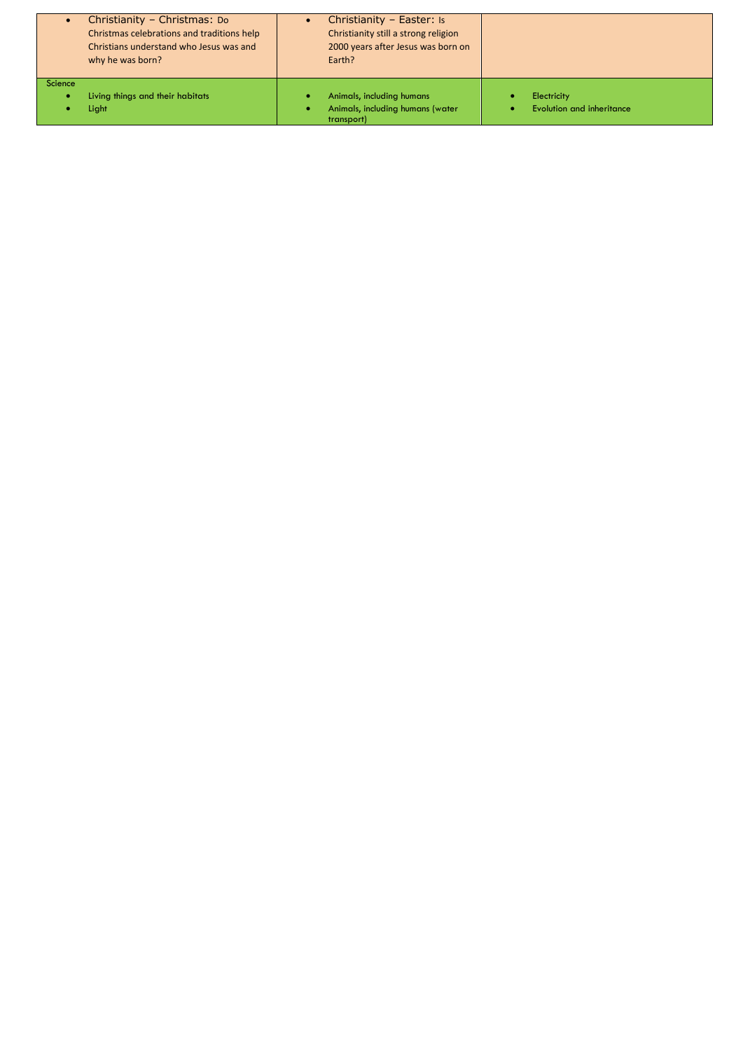| | | |
|---|---|---|
| • Christianity – Christmas: Do Christmas celebrations and traditions help Christians understand who Jesus was and why he was born? | • Christianity – Easter: Is Christianity still a strong religion 2000 years after Jesus was born on Earth? | |
| Science<br>• Living things and their habitats<br>• Light | • Animals, including humans<br>• Animals, including humans (water transport) | • Electricity<br>• Evolution and inheritance |